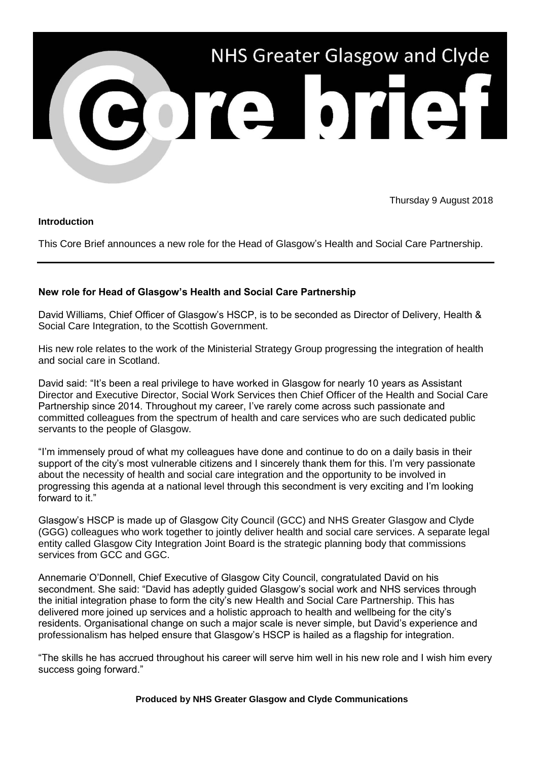# NHS Greater Glasgow and Clyde

# Core brief

Thursday 9 August 2018

**Introduction**

This Core Brief announces a new role for the Head of Glasgow's Health and Social Care Partnership.

---

## New role for Head of Glasgow's Health and Social Care Partnership

David Williams, Chief Officer of Glasgow's HSCP, is to be seconded as Director of Delivery, Health & Social Care Integration, to the Scottish Government.

His new role relates to the work of the Ministerial Strategy Group progressing the integration of health and social care in Scotland.

David said: "It's been a real privilege to have worked in Glasgow for nearly 10 years as Assistant Director and Executive Director, Social Work Services then Chief Officer of the Health and Social Care Partnership since 2014. Throughout my career, I've rarely come across such passionate and committed colleagues from the spectrum of health and care services who are such dedicated public servants to the people of Glasgow.

"I'm immensely proud of what my colleagues have done and continue to do on a daily basis in their support of the city's most vulnerable citizens and I sincerely thank them for this. I'm very passionate about the necessity of health and social care integration and the opportunity to be involved in progressing this agenda at a national level through this secondment is very exciting and I'm looking forward to it."

Glasgow's HSCP is made up of Glasgow City Council (GCC) and NHS Greater Glasgow and Clyde (GGG) colleagues who work together to jointly deliver health and social care services. A separate legal entity called Glasgow City Integration Joint Board is the strategic planning body that commissions services from GCC and GGC.

Annemarie O'Donnell, Chief Executive of Glasgow City Council, congratulated David on his secondment. She said: "David has adeptly guided Glasgow's social work and NHS services through the initial integration phase to form the city's new Health and Social Care Partnership. This has delivered more joined up services and a holistic approach to health and wellbeing for the city's residents. Organisational change on such a major scale is never simple, but David's experience and professionalism has helped ensure that Glasgow's HSCP is hailed as a flagship for integration.

"The skills he has accrued throughout his career will serve him well in his new role and I wish him every success going forward."

**Produced by NHS Greater Glasgow and Clyde Communications**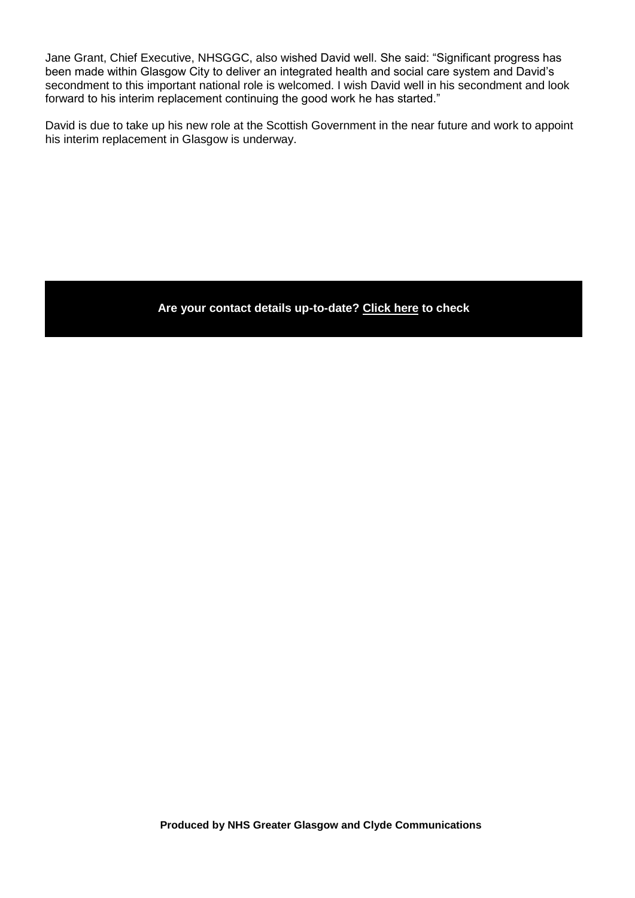Jane Grant, Chief Executive, NHSGGC, also wished David well. She said: "Significant progress has been made within Glasgow City to deliver an integrated health and social care system and David's secondment to this important national role is welcomed. I wish David well in his secondment and look forward to his interim replacement continuing the good work he has started."

David is due to take up his new role at the Scottish Government in the near future and work to appoint his interim replacement in Glasgow is underway.

**Are your contact details up-to-date? Click here to check**

**Produced by NHS Greater Glasgow and Clyde Communications**